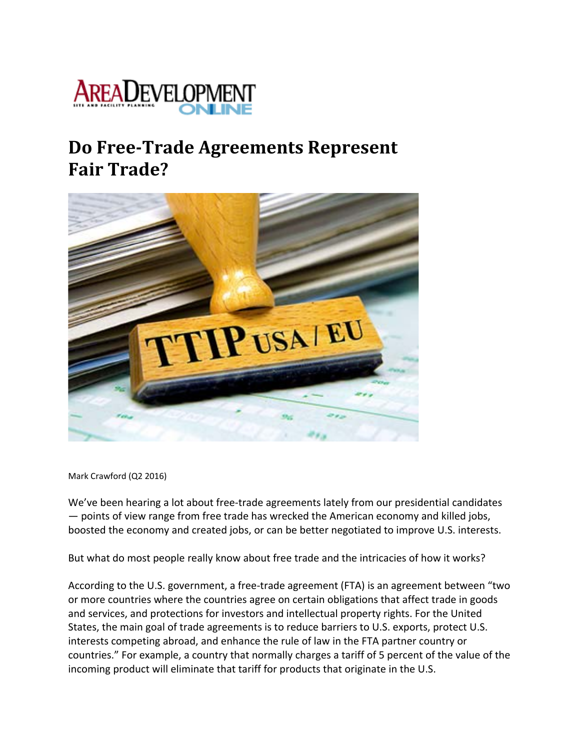# Do Free-Trade Agreements Represent Fair Trade?

Mark Crawford (Q2 2016)

We've been hearing a lot about free-trade agreements lately from our presidential candidates — points of view range from free trade has wrecked the American economy and killed jobs, boosted the economy and created jobs, or can be better negotiated to improve U.S. interests.

But what do most people really know about free trade and the intricacies of how it works?

According to the U.S. government, a free-trade agreement (FTA) is an agreement between "two or more countries where the countries agree on certain obligations that affect trade in goods and services, and protections for investors and intellectual property rights. For the United States, the main goal of trade agreements is to reduce barriers to U.S. exports, protect U.S. interests competing abroad, and enhance the rule of law in the FTA partner country or countries." For example, a country that normally charges a tariff of 5 percent of the value of the incoming product will eliminate that tariff for products that originate in the U.S.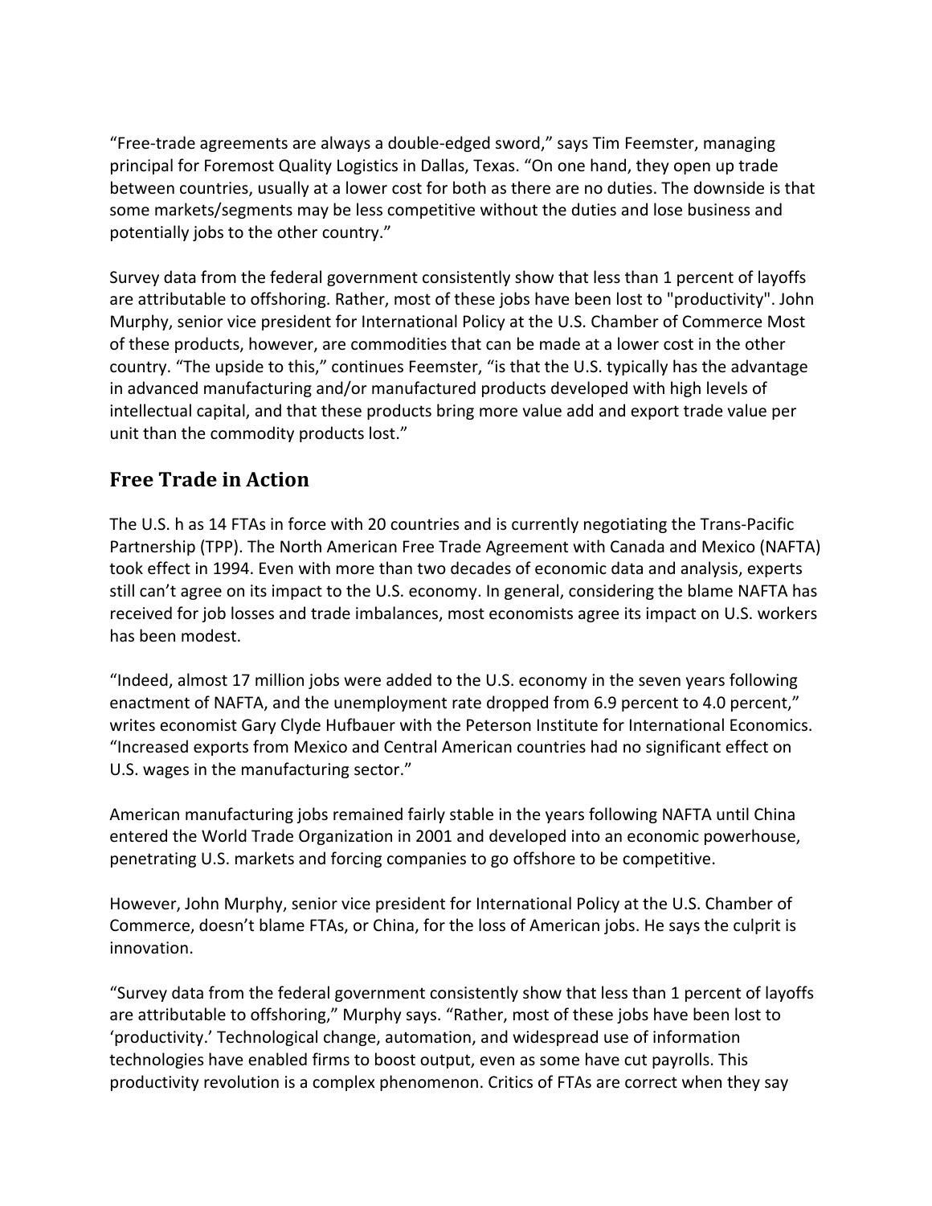“Free-trade agreements are always a double-edged sword,” says Tim Feemster, managing principal for Foremost Quality Logistics in Dallas, Texas. “On one hand, they open up trade between countries, usually at a lower cost for both as there are no duties. The downside is that some markets/segments may be less competitive without the duties and lose business and potentially jobs to the other country.”

Survey data from the federal government consistently show that less than 1 percent of layoffs are attributable to offshoring. Rather, most of these jobs have been lost to "productivity". John Murphy, senior vice president for International Policy at the U.S. Chamber of Commerce Most of these products, however, are commodities that can be made at a lower cost in the other country. “The upside to this,” continues Feemster, “is that the U.S. typically has the advantage in advanced manufacturing and/or manufactured products developed with high levels of intellectual capital, and that these products bring more value add and export trade value per unit than the commodity products lost.”

## Free Trade in Action

The U.S. h as 14 FTAs in force with 20 countries and is currently negotiating the Trans-Pacific Partnership (TPP). The North American Free Trade Agreement with Canada and Mexico (NAFTA) took effect in 1994. Even with more than two decades of economic data and analysis, experts still can’t agree on its impact to the U.S. economy. In general, considering the blame NAFTA has received for job losses and trade imbalances, most economists agree its impact on U.S. workers has been modest.

“Indeed, almost 17 million jobs were added to the U.S. economy in the seven years following enactment of NAFTA, and the unemployment rate dropped from 6.9 percent to 4.0 percent,” writes economist Gary Clyde Hufbauer with the Peterson Institute for International Economics. “Increased exports from Mexico and Central American countries had no significant effect on U.S. wages in the manufacturing sector.”

American manufacturing jobs remained fairly stable in the years following NAFTA until China entered the World Trade Organization in 2001 and developed into an economic powerhouse, penetrating U.S. markets and forcing companies to go offshore to be competitive.

However, John Murphy, senior vice president for International Policy at the U.S. Chamber of Commerce, doesn’t blame FTAs, or China, for the loss of American jobs. He says the culprit is innovation.

“Survey data from the federal government consistently show that less than 1 percent of layoffs are attributable to offshoring,” Murphy says. “Rather, most of these jobs have been lost to ‘productivity.’ Technological change, automation, and widespread use of information technologies have enabled firms to boost output, even as some have cut payrolls. This productivity revolution is a complex phenomenon. Critics of FTAs are correct when they say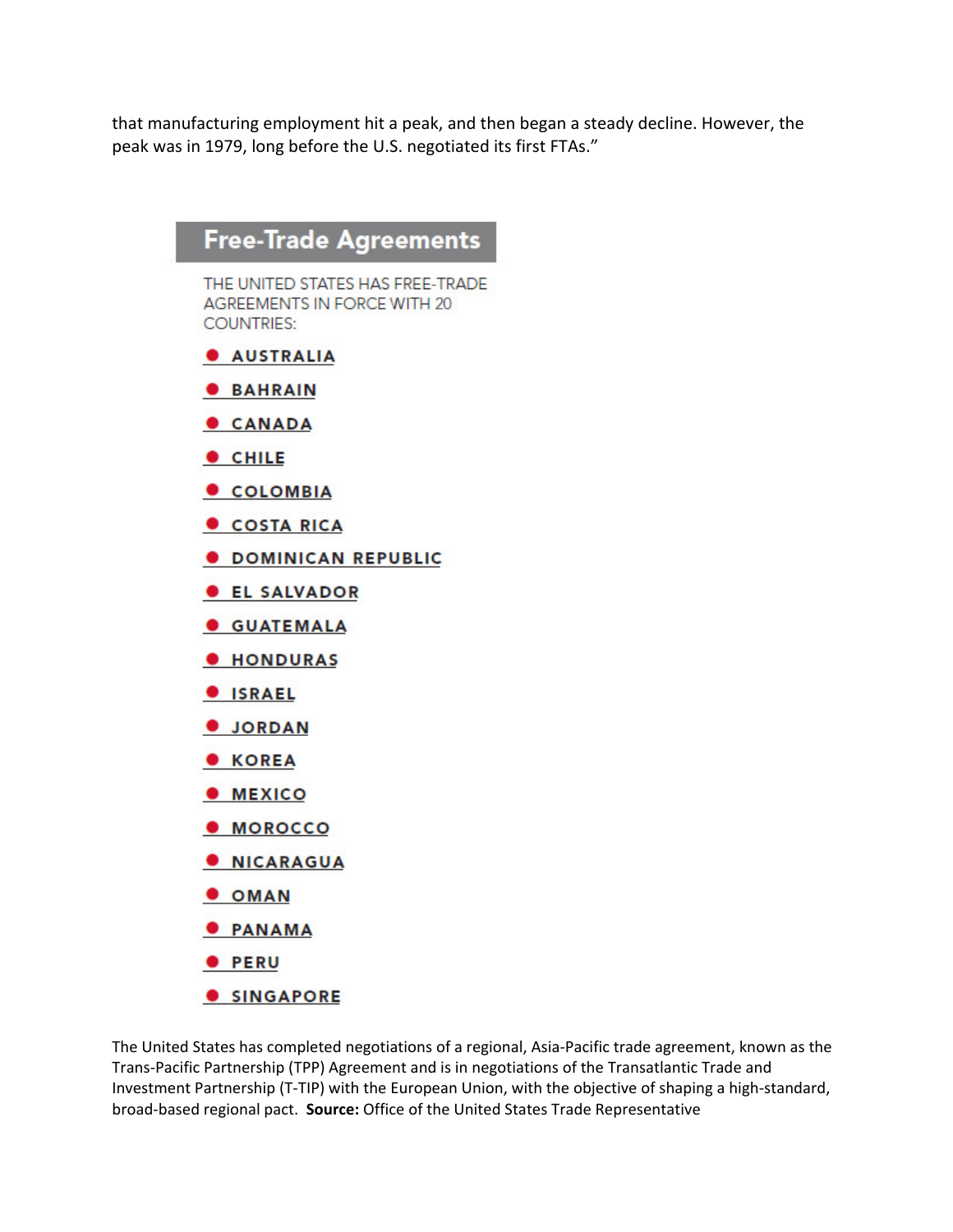that manufacturing employment hit a peak, and then began a steady decline. However, the peak was in 1979, long before the U.S. negotiated its first FTAs."

## Free-Trade Agreements

THE UNITED STATES HAS FREE-TRADE AGREEMENTS IN FORCE WITH 20 COUNTRIES:

- AUSTRALIA
- BAHRAIN
- CANADA
- CHILE
- COLOMBIA
- COSTA RICA
- DOMINICAN REPUBLIC
- EL SALVADOR
- GUATEMALA
- HONDURAS
- ISRAEL
- JORDAN
- KOREA
- MEXICO
- MOROCCO
- NICARAGUA
- OMAN
- PANAMA
- PERU
- SINGAPORE

The United States has completed negotiations of a regional, Asia-Pacific trade agreement, known as the Trans-Pacific Partnership (TPP) Agreement and is in negotiations of the Transatlantic Trade and Investment Partnership (T-TIP) with the European Union, with the objective of shaping a high-standard, broad-based regional pact. **Source:** Office of the United States Trade Representative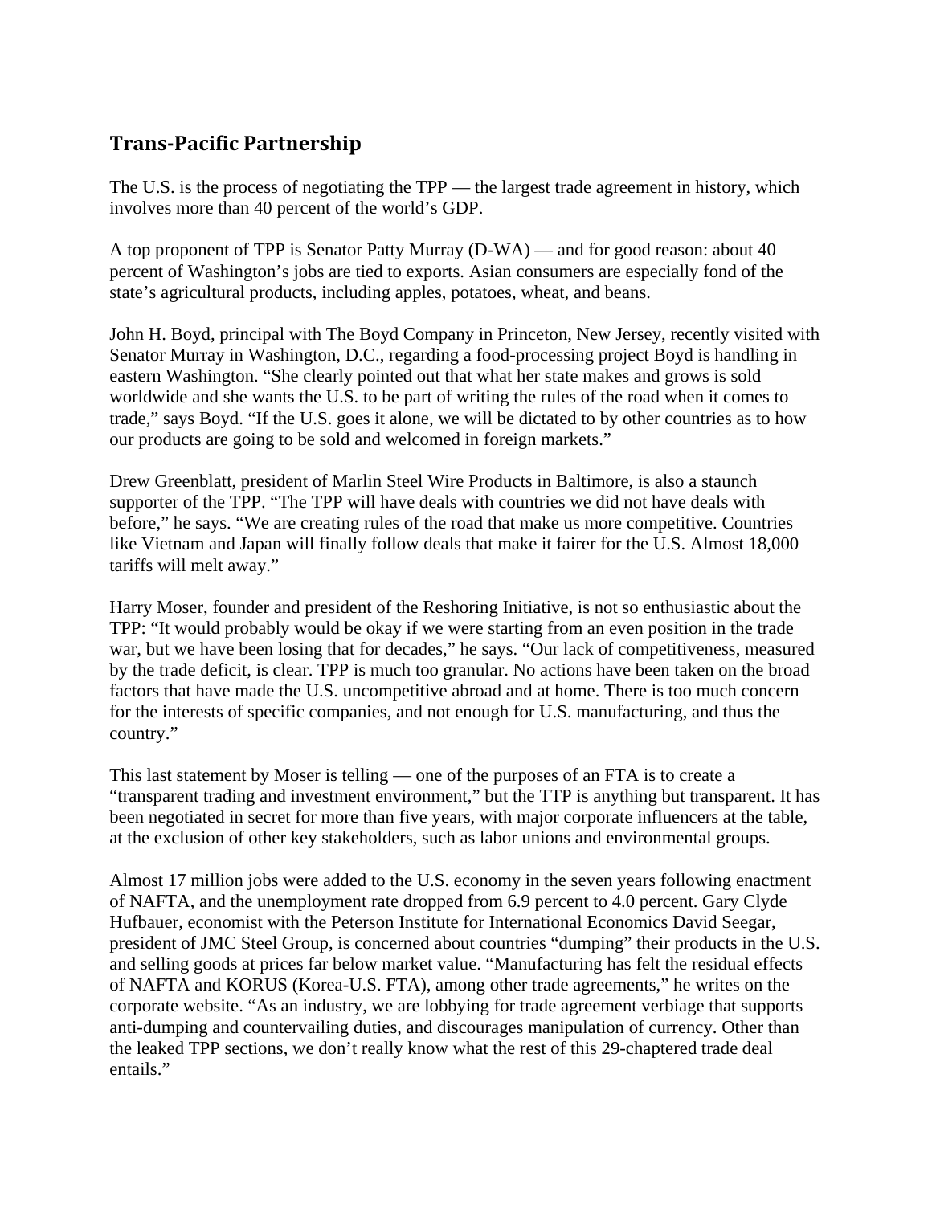## Trans-Pacific Partnership

The U.S. is the process of negotiating the TPP — the largest trade agreement in history, which involves more than 40 percent of the world's GDP.

A top proponent of TPP is Senator Patty Murray (D-WA) — and for good reason: about 40 percent of Washington's jobs are tied to exports. Asian consumers are especially fond of the state's agricultural products, including apples, potatoes, wheat, and beans.

John H. Boyd, principal with The Boyd Company in Princeton, New Jersey, recently visited with Senator Murray in Washington, D.C., regarding a food-processing project Boyd is handling in eastern Washington. "She clearly pointed out that what her state makes and grows is sold worldwide and she wants the U.S. to be part of writing the rules of the road when it comes to trade," says Boyd. "If the U.S. goes it alone, we will be dictated to by other countries as to how our products are going to be sold and welcomed in foreign markets."

Drew Greenblatt, president of Marlin Steel Wire Products in Baltimore, is also a staunch supporter of the TPP. "The TPP will have deals with countries we did not have deals with before," he says. "We are creating rules of the road that make us more competitive. Countries like Vietnam and Japan will finally follow deals that make it fairer for the U.S. Almost 18,000 tariffs will melt away."

Harry Moser, founder and president of the Reshoring Initiative, is not so enthusiastic about the TPP: "It would probably would be okay if we were starting from an even position in the trade war, but we have been losing that for decades," he says. "Our lack of competitiveness, measured by the trade deficit, is clear. TPP is much too granular. No actions have been taken on the broad factors that have made the U.S. uncompetitive abroad and at home. There is too much concern for the interests of specific companies, and not enough for U.S. manufacturing, and thus the country."

This last statement by Moser is telling — one of the purposes of an FTA is to create a "transparent trading and investment environment," but the TTP is anything but transparent. It has been negotiated in secret for more than five years, with major corporate influencers at the table, at the exclusion of other key stakeholders, such as labor unions and environmental groups.

Almost 17 million jobs were added to the U.S. economy in the seven years following enactment of NAFTA, and the unemployment rate dropped from 6.9 percent to 4.0 percent. Gary Clyde Hufbauer, economist with the Peterson Institute for International Economics David Seegar, president of JMC Steel Group, is concerned about countries "dumping" their products in the U.S. and selling goods at prices far below market value. "Manufacturing has felt the residual effects of NAFTA and KORUS (Korea-U.S. FTA), among other trade agreements," he writes on the corporate website. "As an industry, we are lobbying for trade agreement verbiage that supports anti-dumping and countervailing duties, and discourages manipulation of currency. Other than the leaked TPP sections, we don't really know what the rest of this 29-chaptered trade deal entails."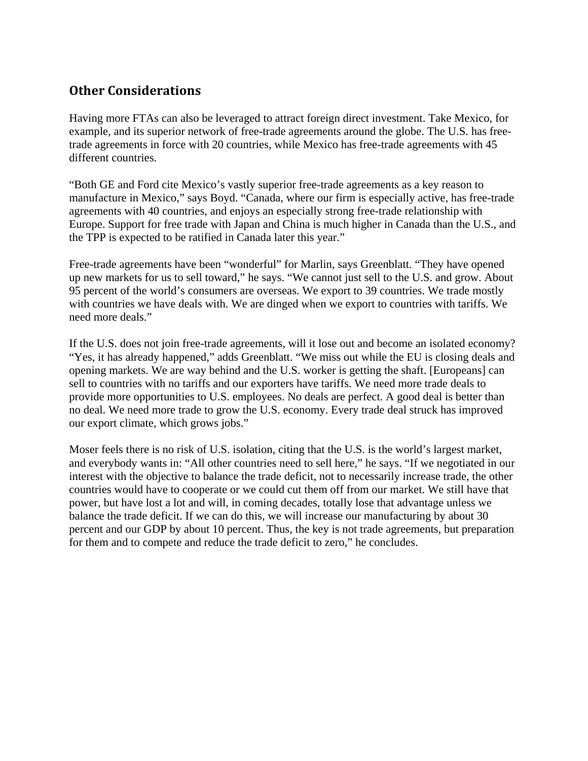## Other Considerations

Having more FTAs can also be leveraged to attract foreign direct investment. Take Mexico, for example, and its superior network of free-trade agreements around the globe. The U.S. has free-trade agreements in force with 20 countries, while Mexico has free-trade agreements with 45 different countries.

“Both GE and Ford cite Mexico’s vastly superior free-trade agreements as a key reason to manufacture in Mexico,” says Boyd. “Canada, where our firm is especially active, has free-trade agreements with 40 countries, and enjoys an especially strong free-trade relationship with Europe. Support for free trade with Japan and China is much higher in Canada than the U.S., and the TPP is expected to be ratified in Canada later this year.”

Free-trade agreements have been “wonderful” for Marlin, says Greenblatt. “They have opened up new markets for us to sell toward,” he says. “We cannot just sell to the U.S. and grow. About 95 percent of the world’s consumers are overseas. We export to 39 countries. We trade mostly with countries we have deals with. We are dinged when we export to countries with tariffs. We need more deals.”

If the U.S. does not join free-trade agreements, will it lose out and become an isolated economy? “Yes, it has already happened,” adds Greenblatt. “We miss out while the EU is closing deals and opening markets. We are way behind and the U.S. worker is getting the shaft. [Europeans] can sell to countries with no tariffs and our exporters have tariffs. We need more trade deals to provide more opportunities to U.S. employees. No deals are perfect. A good deal is better than no deal. We need more trade to grow the U.S. economy. Every trade deal struck has improved our export climate, which grows jobs.”

Moser feels there is no risk of U.S. isolation, citing that the U.S. is the world’s largest market, and everybody wants in: “All other countries need to sell here,” he says. “If we negotiated in our interest with the objective to balance the trade deficit, not to necessarily increase trade, the other countries would have to cooperate or we could cut them off from our market. We still have that power, but have lost a lot and will, in coming decades, totally lose that advantage unless we balance the trade deficit. If we can do this, we will increase our manufacturing by about 30 percent and our GDP by about 10 percent. Thus, the key is not trade agreements, but preparation for them and to compete and reduce the trade deficit to zero,” he concludes.